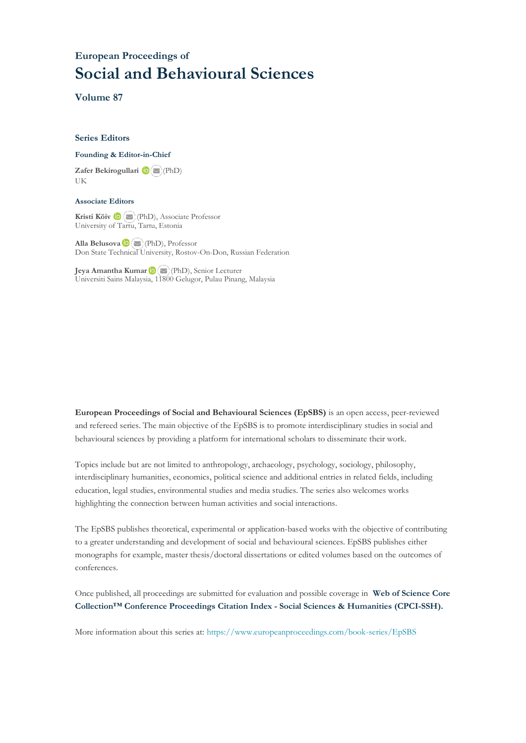European Proceedings of

# Social and Behavioural Sciences

## Volume 87

### Series Editors

**Founding & Editor-in-Chief**

**Zafer Bekirogullari** (PhD)
UK

**Associate Editors**

**Kristi Köiv** (PhD), Associate Professor
University of Tartu, Tartu, Estonia

**Alla Belusova** (PhD), Professor
Don State Technical University, Rostov-On-Don, Russian Federation

**Jeya Amantha Kumar** (PhD), Senior Lecturer
Universiti Sains Malaysia, 11800 Gelugor, Pulau Pinang, Malaysia

**European Proceedings of Social and Behavioural Sciences (EpSBS)** is an open access, peer-reviewed and refereed series. The main objective of the EpSBS is to promote interdisciplinary studies in social and behavioural sciences by providing a platform for international scholars to disseminate their work.

Topics include but are not limited to anthropology, archaeology, psychology, sociology, philosophy, interdisciplinary humanities, economics, political science and additional entries in related fields, including education, legal studies, environmental studies and media studies. The series also welcomes works highlighting the connection between human activities and social interactions.

The EpSBS publishes theoretical, experimental or application-based works with the objective of contributing to a greater understanding and development of social and behavioural sciences. EpSBS publishes either monographs for example, master thesis/doctoral dissertations or edited volumes based on the outcomes of conferences.

Once published, all proceedings are submitted for evaluation and possible coverage in **Web of Science Core Collection™ Conference Proceedings Citation Index - Social Sciences & Humanities (CPCI-SSH).**

More information about this series at: https://www.europeanproceedings.com/book-series/EpSBS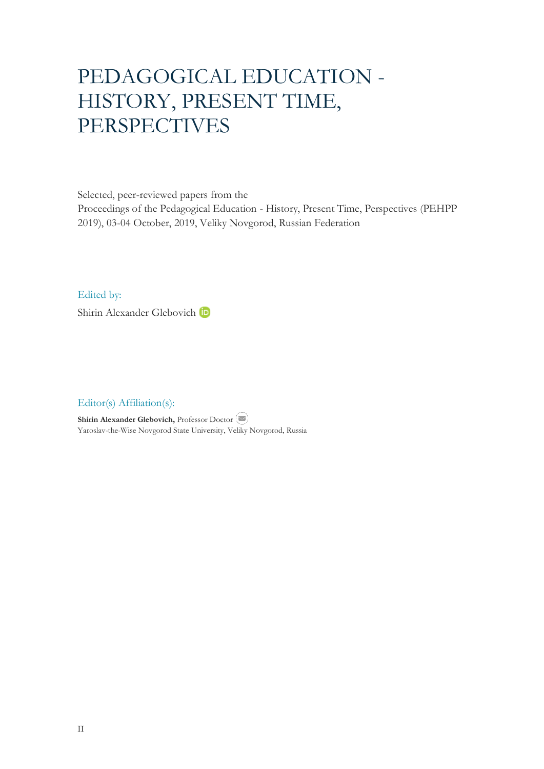# PEDAGOGICAL EDUCATION - HISTORY, PRESENT TIME, PERSPECTIVES

Selected, peer-reviewed papers from the
Proceedings of the Pedagogical Education - History, Present Time, Perspectives (PEHPP 2019), 03-04 October, 2019, Veliky Novgorod, Russian Federation

Edited by:

Shirin Alexander Glebovich

Editor(s) Affiliation(s):

**Shirin Alexander Glebovich,** Professor Doctor
Yaroslav-the-Wise Novgorod State University, Veliky Novgorod, Russia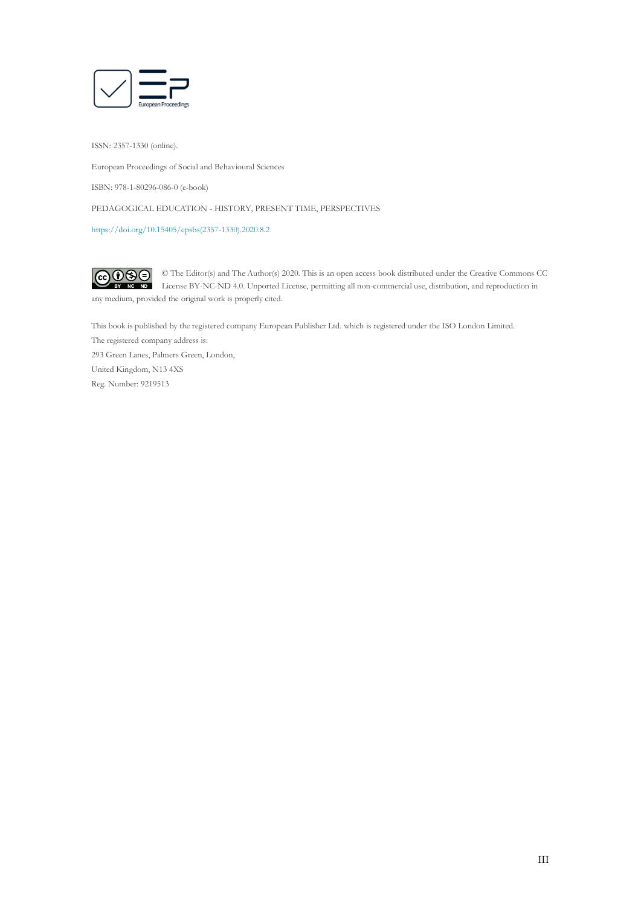ISSN: 2357-1330 (online).

European Proceedings of Social and Behavioural Sciences

ISBN: 978-1-80296-086-0 (e-book)

PEDAGOGICAL EDUCATION - HISTORY, PRESENT TIME, PERSPECTIVES

https://doi.org/10.15405/epsbs(2357-1330).2020.8.2

© The Editor(s) and The Author(s) 2020. This is an open access book distributed under the Creative Commons CC License BY-NC-ND 4.0. Unported License, permitting all non-commercial use, distribution, and reproduction in any medium, provided the original work is properly cited.

This book is published by the registered company European Publisher Ltd. which is registered under the ISO London Limited.
The registered company address is:
293 Green Lanes, Palmers Green, London,
United Kingdom, N13 4XS
Reg. Number: 9219513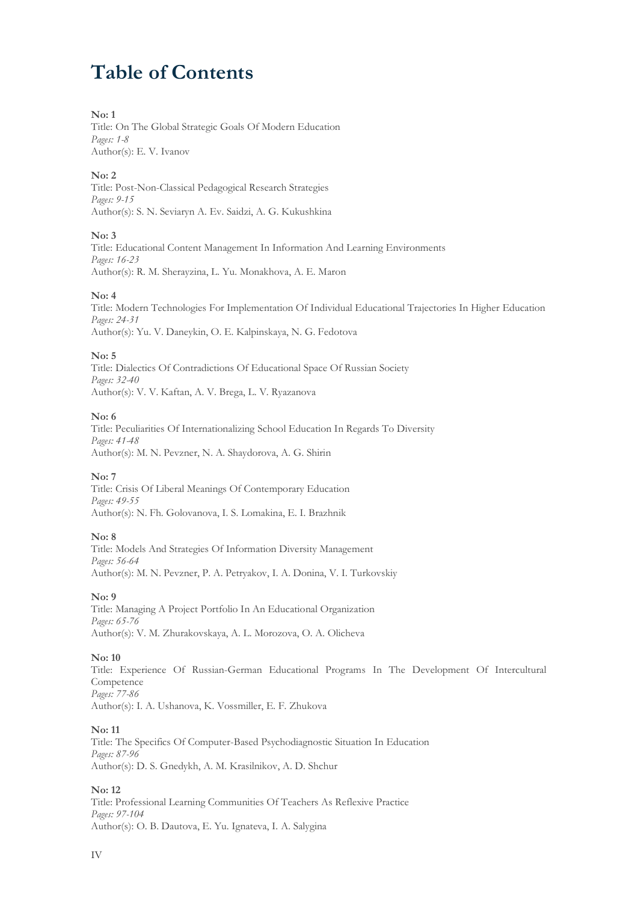# Table of Contents

**No: 1**
Title: On The Global Strategic Goals Of Modern Education
*Pages: 1-8*
Author(s): E. V. Ivanov

**No: 2**
Title: Post-Non-Classical Pedagogical Research Strategies
*Pages: 9-15*
Author(s): S. N. Seviaryn A. Ev. Saidzi, A. G. Kukushkina

**No: 3**
Title: Educational Content Management In Information And Learning Environments
*Pages: 16-23*
Author(s): R. M. Sherayzina, L. Yu. Monakhova, A. E. Maron

**No: 4**
Title: Modern Technologies For Implementation Of Individual Educational Trajectories In Higher Education
*Pages: 24-31*
Author(s): Yu. V. Daneykin, O. E. Kalpinskaya, N. G. Fedotova

**No: 5**
Title: Dialectics Of Contradictions Of Educational Space Of Russian Society
*Pages: 32-40*
Author(s): V. V. Kaftan, A. V. Brega, L. V. Ryazanova

**No: 6**
Title: Peculiarities Of Internationalizing School Education In Regards To Diversity
*Pages: 41-48*
Author(s): M. N. Pevzner, N. A. Shaydorova, A. G. Shirin

**No: 7**
Title: Crisis Of Liberal Meanings Of Contemporary Education
*Pages: 49-55*
Author(s): N. Fh. Golovanova, I. S. Lomakina, E. I. Brazhnik

**No: 8**
Title: Models And Strategies Of Information Diversity Management
*Pages: 56-64*
Author(s): M. N. Pevzner, P. A. Petryakov, I. A. Donina, V. I. Turkovskiy

**No: 9**
Title: Managing A Project Portfolio In An Educational Organization
*Pages: 65-76*
Author(s): V. M. Zhurakovskaya, A. L. Morozova, O. A. Olicheva

**No: 10**
Title: Experience Of Russian-German Educational Programs In The Development Of Intercultural Competence
*Pages: 77-86*
Author(s): I. A. Ushanova, K. Vossmiller, E. F. Zhukova

**No: 11**
Title: The Specifics Of Computer-Based Psychodiagnostic Situation In Education
*Pages: 87-96*
Author(s): D. S. Gnedykh, A. M. Krasilnikov, A. D. Shchur

**No: 12**
Title: Professional Learning Communities Of Teachers As Reflexive Practice
*Pages: 97-104*
Author(s): O. B. Dautova, E. Yu. Ignateva, I. A. Salygina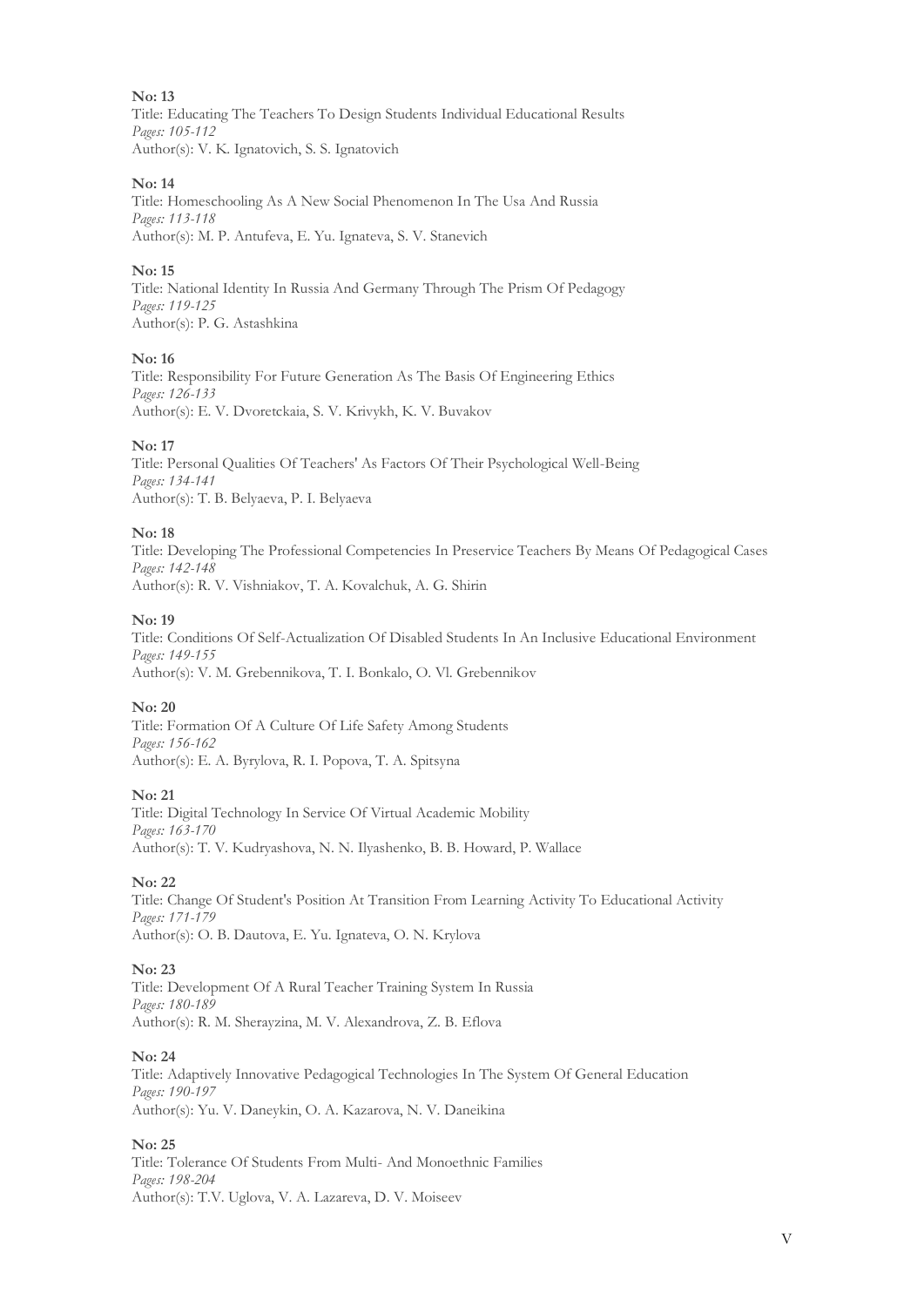**No: 13**
Title: Educating The Teachers To Design Students Individual Educational Results
*Pages: 105-112*
Author(s): V. K. Ignatovich, S. S. Ignatovich

**No: 14**
Title: Homeschooling As A New Social Phenomenon In The Usa And Russia
*Pages: 113-118*
Author(s): M. P. Antufeva, E. Yu. Ignateva, S. V. Stanevich

**No: 15**
Title: National Identity In Russia And Germany Through The Prism Of Pedagogy
*Pages: 119-125*
Author(s): P. G. Astashkina

**No: 16**
Title: Responsibility For Future Generation As The Basis Of Engineering Ethics
*Pages: 126-133*
Author(s): E. V. Dvoretckaia, S. V. Krivykh, K. V. Buvakov

**No: 17**
Title: Personal Qualities Of Teachers' As Factors Of Their Psychological Well-Being
*Pages: 134-141*
Author(s): T. B. Belyaeva, P. I. Belyaeva

**No: 18**
Title: Developing The Professional Competencies In Preservice Teachers By Means Of Pedagogical Cases
*Pages: 142-148*
Author(s): R. V. Vishniakov, T. A. Kovalchuk, A. G. Shirin

**No: 19**
Title: Conditions Of Self-Actualization Of Disabled Students In An Inclusive Educational Environment
*Pages: 149-155*
Author(s): V. M. Grebennikova, T. I. Bonkalo, O. Vl. Grebennikov

**No: 20**
Title: Formation Of A Culture Of Life Safety Among Students
*Pages: 156-162*
Author(s): E. A. Byrylova, R. I. Popova, T. A. Spitsyna

**No: 21**
Title: Digital Technology In Service Of Virtual Academic Mobility
*Pages: 163-170*
Author(s): T. V. Kudryashova, N. N. Ilyashenko, B. B. Howard, P. Wallace

**No: 22**
Title: Change Of Student's Position At Transition From Learning Activity To Educational Activity
*Pages: 171-179*
Author(s): O. B. Dautova, E. Yu. Ignateva, O. N. Krylova

**No: 23**
Title: Development Of A Rural Teacher Training System In Russia
*Pages: 180-189*
Author(s): R. M. Sherayzina, M. V. Alexandrova, Z. B. Eflova

**No: 24**
Title: Adaptively Innovative Pedagogical Technologies In The System Of General Education
*Pages: 190-197*
Author(s): Yu. V. Daneykin, O. A. Kazarova, N. V. Daneikina

**No: 25**
Title: Tolerance Of Students From Multi- And Monoethnic Families
*Pages: 198-204*
Author(s): T.V. Uglova, V. A. Lazareva, D. V. Moiseev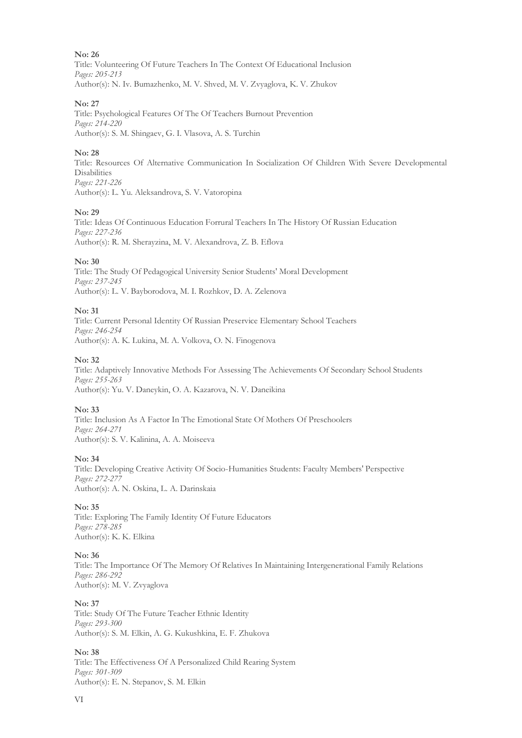**No: 26**
Title: Volunteering Of Future Teachers In The Context Of Educational Inclusion
*Pages: 205-213*
Author(s): N. Iv. Bumazhenko, M. V. Shved, M. V. Zvyaglova, K. V. Zhukov

**No: 27**
Title: Psychological Features Of The Of Teachers Burnout Prevention
*Pages: 214-220*
Author(s): S. M. Shingaev, G. I. Vlasova, A. S. Turchin

**No: 28**
Title: Resources Of Alternative Communication In Socialization Of Children With Severe Developmental Disabilities
*Pages: 221-226*
Author(s): L. Yu. Aleksandrova, S. V. Vatoropina

**No: 29**
Title: Ideas Of Continuous Education Forrural Teachers In The History Of Russian Education
*Pages: 227-236*
Author(s): R. M. Sherayzina, M. V. Alexandrova, Z. B. Eflova

**No: 30**
Title: The Study Of Pedagogical University Senior Students' Moral Development
*Pages: 237-245*
Author(s): L. V. Bayborodova, M. I. Rozhkov, D. A. Zelenova

**No: 31**
Title: Current Personal Identity Of Russian Preservice Elementary School Teachers
*Pages: 246-254*
Author(s): A. K. Lukina, M. A. Volkova, O. N. Finogenova

**No: 32**
Title: Adaptively Innovative Methods For Assessing The Achievements Of Secondary School Students
*Pages: 255-263*
Author(s): Yu. V. Daneykin, O. A. Kazarova, N. V. Daneikina

**No: 33**
Title: Inclusion As A Factor In The Emotional State Of Mothers Of Preschoolers
*Pages: 264-271*
Author(s): S. V. Kalinina, A. A. Moiseeva

**No: 34**
Title: Developing Creative Activity Of Socio-Humanities Students: Faculty Members' Perspective
*Pages: 272-277*
Author(s): A. N. Oskina, L. A. Darinskaia

**No: 35**
Title: Exploring The Family Identity Of Future Educators
*Pages: 278-285*
Author(s): K. K. Elkina

**No: 36**
Title: The Importance Of The Memory Of Relatives In Maintaining Intergenerational Family Relations
*Pages: 286-292*
Author(s): M. V. Zvyaglova

**No: 37**
Title: Study Of The Future Teacher Ethnic Identity
*Pages: 293-300*
Author(s): S. M. Elkin, A. G. Kukushkina, E. F. Zhukova

**No: 38**
Title: The Effectiveness Of A Personalized Child Rearing System
*Pages: 301-309*
Author(s): E. N. Stepanov, S. M. Elkin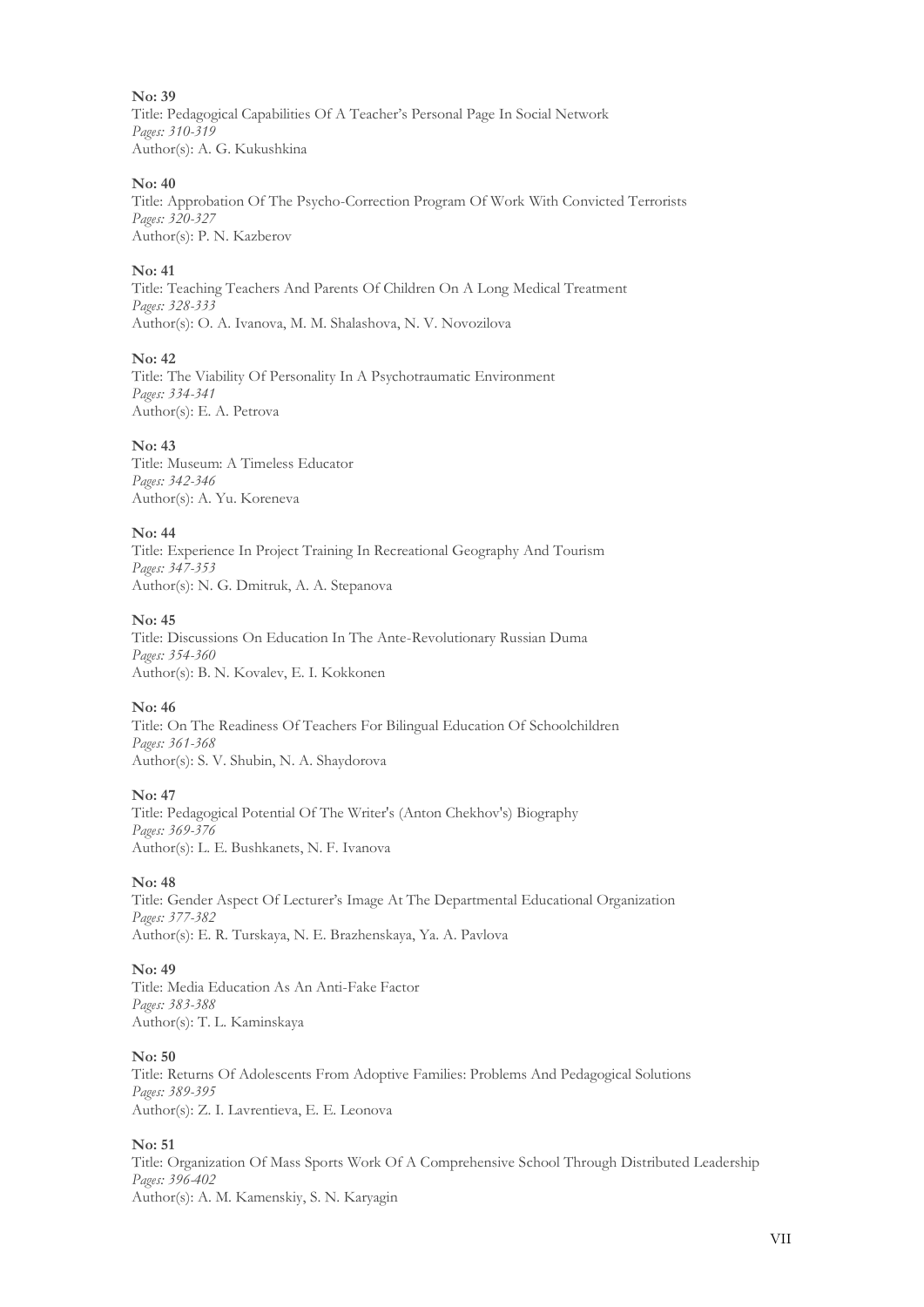**No: 39**
Title: Pedagogical Capabilities Of A Teacher's Personal Page In Social Network
*Pages: 310-319*
Author(s): A. G. Kukushkina

**No: 40**
Title: Approbation Of The Psycho-Correction Program Of Work With Convicted Terrorists
*Pages: 320-327*
Author(s): P. N. Kazberov

**No: 41**
Title: Teaching Teachers And Parents Of Children On A Long Medical Treatment
*Pages: 328-333*
Author(s): O. A. Ivanova, M. M. Shalashova, N. V. Novozilova

**No: 42**
Title: The Viability Of Personality In A Psychotraumatic Environment
*Pages: 334-341*
Author(s): E. A. Petrova

**No: 43**
Title: Museum: A Timeless Educator
*Pages: 342-346*
Author(s): A. Yu. Koreneva

**No: 44**
Title: Experience In Project Training In Recreational Geography And Tourism
*Pages: 347-353*
Author(s): N. G. Dmitruk, A. A. Stepanova

**No: 45**
Title: Discussions On Education In The Ante-Revolutionary Russian Duma
*Pages: 354-360*
Author(s): B. N. Kovalev, E. I. Kokkonen

**No: 46**
Title: On The Readiness Of Teachers For Bilingual Education Of Schoolchildren
*Pages: 361-368*
Author(s): S. V. Shubin, N. A. Shaydorova

**No: 47**
Title: Pedagogical Potential Of The Writer's (Anton Chekhov's) Biography
*Pages: 369-376*
Author(s): L. E. Bushkanets, N. F. Ivanova

**No: 48**
Title: Gender Aspect Of Lecturer's Image At The Departmental Educational Organization
*Pages: 377-382*
Author(s): E. R. Turskaya, N. E. Brazhenskaya, Ya. A. Pavlova

**No: 49**
Title: Media Education As An Anti-Fake Factor
*Pages: 383-388*
Author(s): T. L. Kaminskaya

**No: 50**
Title: Returns Of Adolescents From Adoptive Families: Problems And Pedagogical Solutions
*Pages: 389-395*
Author(s): Z. I. Lavrentieva, E. E. Leonova

**No: 51**
Title: Organization Of Mass Sports Work Of A Comprehensive School Through Distributed Leadership
*Pages: 396-402*
Author(s): A. M. Kamenskiy, S. N. Karyagin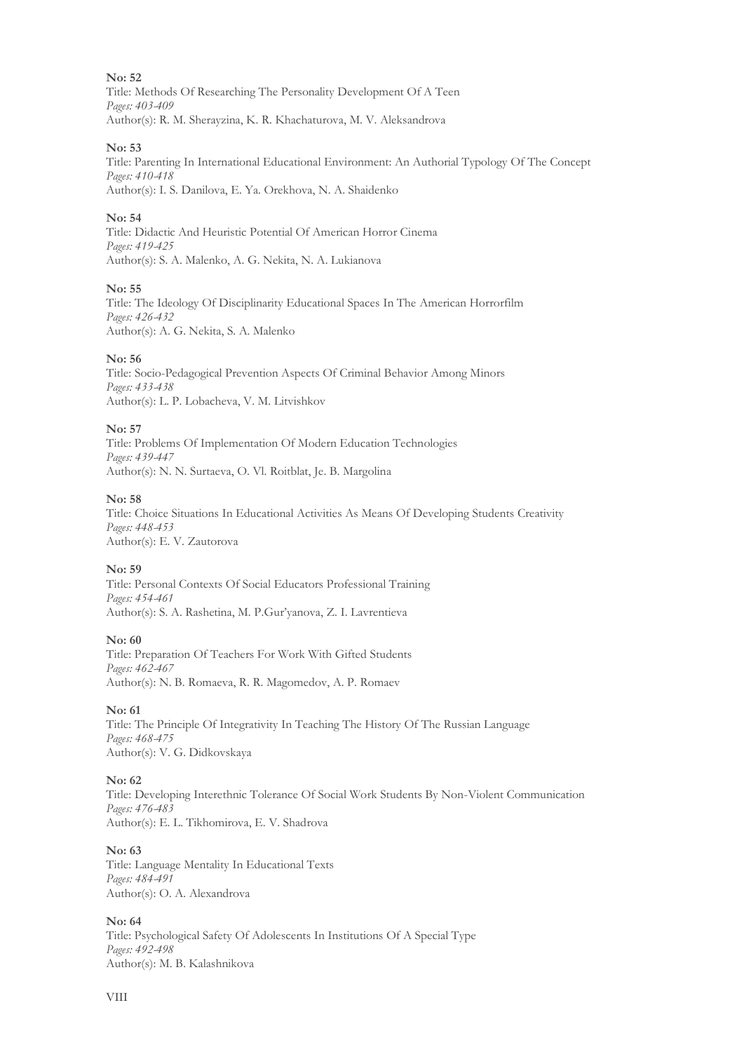**No: 52**
Title: Methods Of Researching The Personality Development Of A Teen
*Pages: 403-409*
Author(s): R. M. Sherayzina, K. R. Khachaturova, M. V. Aleksandrova

**No: 53**
Title: Parenting In International Educational Environment: An Authorial Typology Of The Concept
*Pages: 410-418*
Author(s): I. S. Danilova, E. Ya. Orekhova, N. A. Shaidenko

**No: 54**
Title: Didactic And Heuristic Potential Of American Horror Cinema
*Pages: 419-425*
Author(s): S. A. Malenko, A. G. Nekita, N. A. Lukianova

**No: 55**
Title: The Ideology Of Disciplinarity Educational Spaces In The American Horrorfilm
*Pages: 426-432*
Author(s): A. G. Nekita, S. A. Malenko

**No: 56**
Title: Socio-Pedagogical Prevention Aspects Of Criminal Behavior Among Minors
*Pages: 433-438*
Author(s): L. P. Lobacheva, V. M. Litvishkov

**No: 57**
Title: Problems Of Implementation Of Modern Education Technologies
*Pages: 439-447*
Author(s): N. N. Surtaeva, O. Vl. Roitblat, Je. B. Margolina

**No: 58**
Title: Choice Situations In Educational Activities As Means Of Developing Students Creativity
*Pages: 448-453*
Author(s): E. V. Zautorova

**No: 59**
Title: Personal Contexts Of Social Educators Professional Training
*Pages: 454-461*
Author(s): S. A. Rashetina, M. P.Gur'yanova, Z. I. Lavrentieva

**No: 60**
Title: Preparation Of Teachers For Work With Gifted Students
*Pages: 462-467*
Author(s): N. B. Romaeva, R. R. Magomedov, A. P. Romaev

**No: 61**
Title: The Principle Of Integrativity In Teaching The History Of The Russian Language
*Pages: 468-475*
Author(s): V. G. Didkovskaya

**No: 62**
Title: Developing Interethnic Tolerance Of Social Work Students By Non-Violent Communication
*Pages: 476-483*
Author(s): E. L. Tikhomirova, E. V. Shadrova

**No: 63**
Title: Language Mentality In Educational Texts
*Pages: 484-491*
Author(s): O. A. Alexandrova

**No: 64**
Title: Psychological Safety Of Adolescents In Institutions Of A Special Type
*Pages: 492-498*
Author(s): M. B. Kalashnikova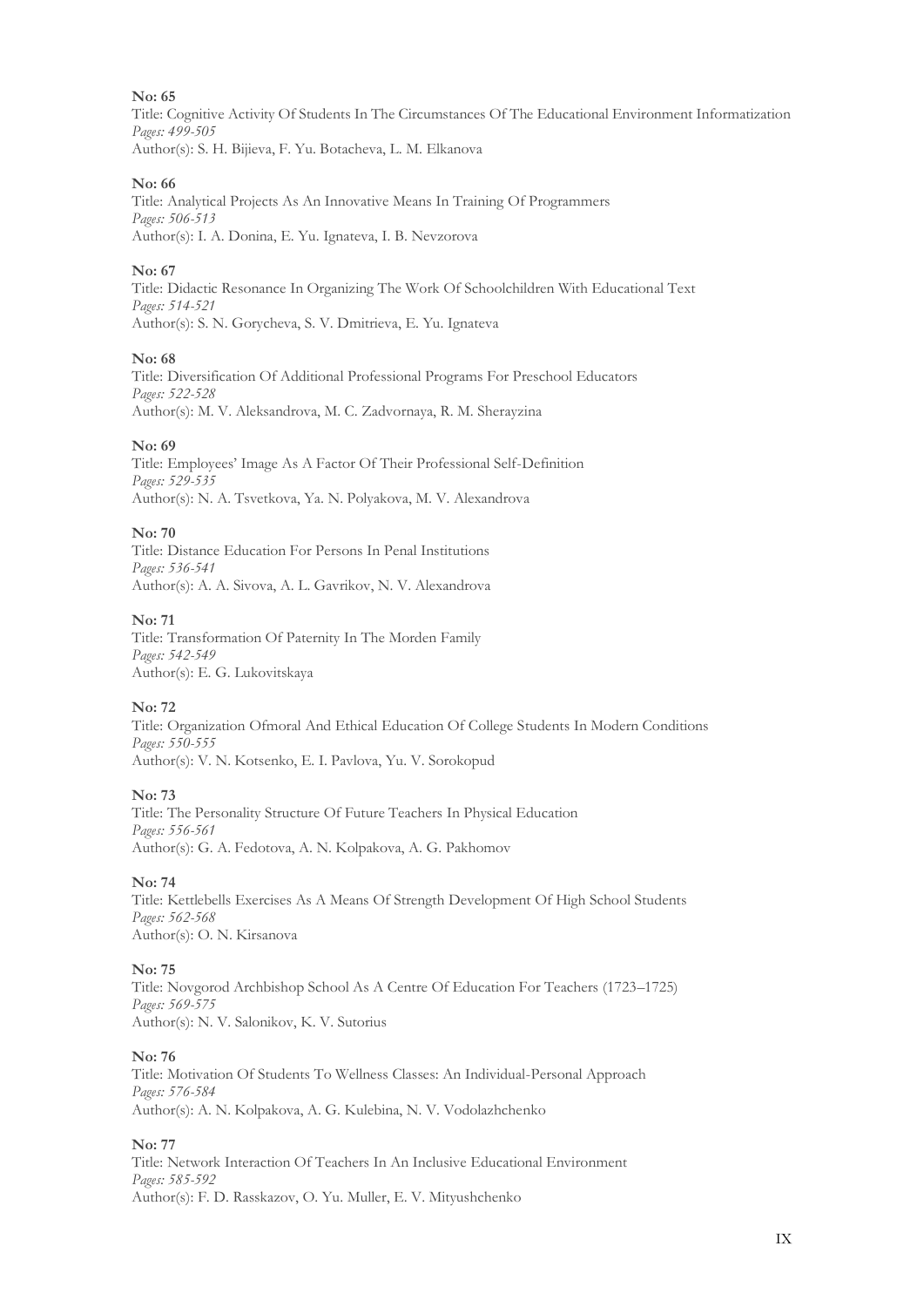**No: 65**
Title: Cognitive Activity Of Students In The Circumstances Of The Educational Environment Informatization
*Pages: 499-505*
Author(s): S. H. Bijieva, F. Yu. Botacheva, L. M. Elkanova

**No: 66**
Title: Analytical Projects As An Innovative Means In Training Of Programmers
*Pages: 506-513*
Author(s): I. A. Donina, E. Yu. Ignateva, I. B. Nevzorova

**No: 67**
Title: Didactic Resonance In Organizing The Work Of Schoolchildren With Educational Text
*Pages: 514-521*
Author(s): S. N. Gorycheva, S. V. Dmitrieva, E. Yu. Ignateva

**No: 68**
Title: Diversification Of Additional Professional Programs For Preschool Educators
*Pages: 522-528*
Author(s): M. V. Aleksandrova, M. C. Zadvornaya, R. M. Sherayzina

**No: 69**
Title: Employees' Image As A Factor Of Their Professional Self-Definition
*Pages: 529-535*
Author(s): N. A. Tsvetkova, Ya. N. Polyakova, M. V. Alexandrova

**No: 70**
Title: Distance Education For Persons In Penal Institutions
*Pages: 536-541*
Author(s): A. A. Sivova, A. L. Gavrikov, N. V. Alexandrova

**No: 71**
Title: Transformation Of Paternity In The Morden Family
*Pages: 542-549*
Author(s): E. G. Lukovitskaya

**No: 72**
Title: Organization Ofmoral And Ethical Education Of College Students In Modern Conditions
*Pages: 550-555*
Author(s): V. N. Kotsenko, E. I. Pavlova, Yu. V. Sorokopud

**No: 73**
Title: The Personality Structure Of Future Teachers In Physical Education
*Pages: 556-561*
Author(s): G. A. Fedotova, A. N. Kolpakova, A. G. Pakhomov

**No: 74**
Title: Kettlebells Exercises As A Means Of Strength Development Of High School Students
*Pages: 562-568*
Author(s): O. N. Kirsanova

**No: 75**
Title: Novgorod Archbishop School As A Centre Of Education For Teachers (1723–1725)
*Pages: 569-575*
Author(s): N. V. Salonikov, K. V. Sutorius

**No: 76**
Title: Motivation Of Students To Wellness Classes: An Individual-Personal Approach
*Pages: 576-584*
Author(s): A. N. Kolpakova, A. G. Kulebina, N. V. Vodolazhchenko

**No: 77**
Title: Network Interaction Of Teachers In An Inclusive Educational Environment
*Pages: 585-592*
Author(s): F. D. Rasskazov, O. Yu. Muller, E. V. Mityushchenko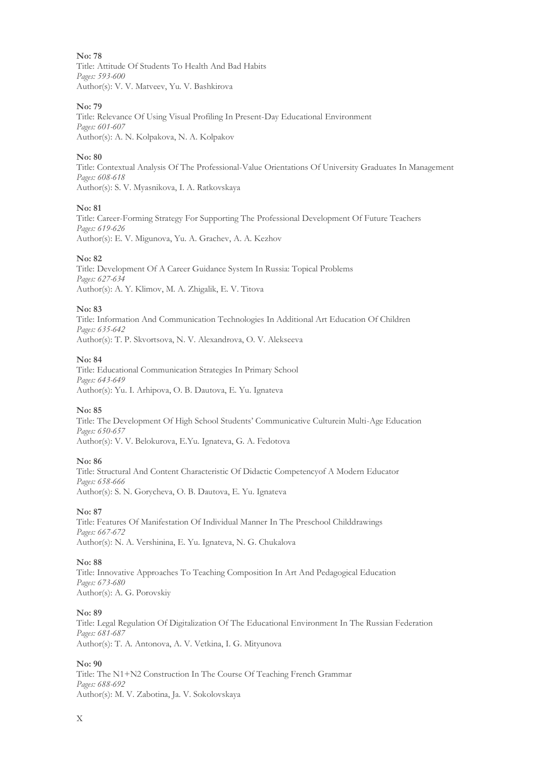**No: 78**
Title: Attitude Of Students To Health And Bad Habits
*Pages: 593-600*
Author(s): V. V. Matveev, Yu. V. Bashkirova

**No: 79**
Title: Relevance Of Using Visual Profiling In Present-Day Educational Environment
*Pages: 601-607*
Author(s): A. N. Kolpakova, N. A. Kolpakov

**No: 80**
Title: Contextual Analysis Of The Professional-Value Orientations Of University Graduates In Management
*Pages: 608-618*
Author(s): S. V. Myasnikova, I. A. Ratkovskaya

**No: 81**
Title: Career-Forming Strategy For Supporting The Professional Development Of Future Teachers
*Pages: 619-626*
Author(s): E. V. Migunova, Yu. A. Grachev, A. A. Kezhov

**No: 82**
Title: Development Of A Career Guidance System In Russia: Topical Problems
*Pages: 627-634*
Author(s): A. Y. Klimov, M. A. Zhigalik, E. V. Titova

**No: 83**
Title: Information And Communication Technologies In Additional Art Education Of Children
*Pages: 635-642*
Author(s): T. P. Skvortsova, N. V. Alexandrova, O. V. Alekseeva

**No: 84**
Title: Educational Communication Strategies In Primary School
*Pages: 643-649*
Author(s): Yu. I. Arhipova, O. B. Dautova, E. Yu. Ignateva

**No: 85**
Title: The Development Of High School Students' Communicative Culturein Multi-Age Education
*Pages: 650-657*
Author(s): V. V. Belokurova, E.Yu. Ignateva, G. A. Fedotova

**No: 86**
Title: Structural And Content Characteristic Of Didactic Competencyof A Modern Educator
*Pages: 658-666*
Author(s): S. N. Gorycheva, O. B. Dautova, E. Yu. Ignateva

**No: 87**
Title: Features Of Manifestation Of Individual Manner In The Preschool Childdrawings
*Pages: 667-672*
Author(s): N. A. Vershinina, E. Yu. Ignateva, N. G. Chukalova

**No: 88**
Title: Innovative Approaches To Teaching Composition In Art And Pedagogical Education
*Pages: 673-680*
Author(s): A. G. Porovskiy

**No: 89**
Title: Legal Regulation Of Digitalization Of The Educational Environment In The Russian Federation
*Pages: 681-687*
Author(s): T. A. Antonova, A. V. Vetkina, I. G. Mityunova

**No: 90**
Title: The N1+N2 Construction In The Course Of Teaching French Grammar
*Pages: 688-692*
Author(s): M. V. Zabotina, Ja. V. Sokolovskaya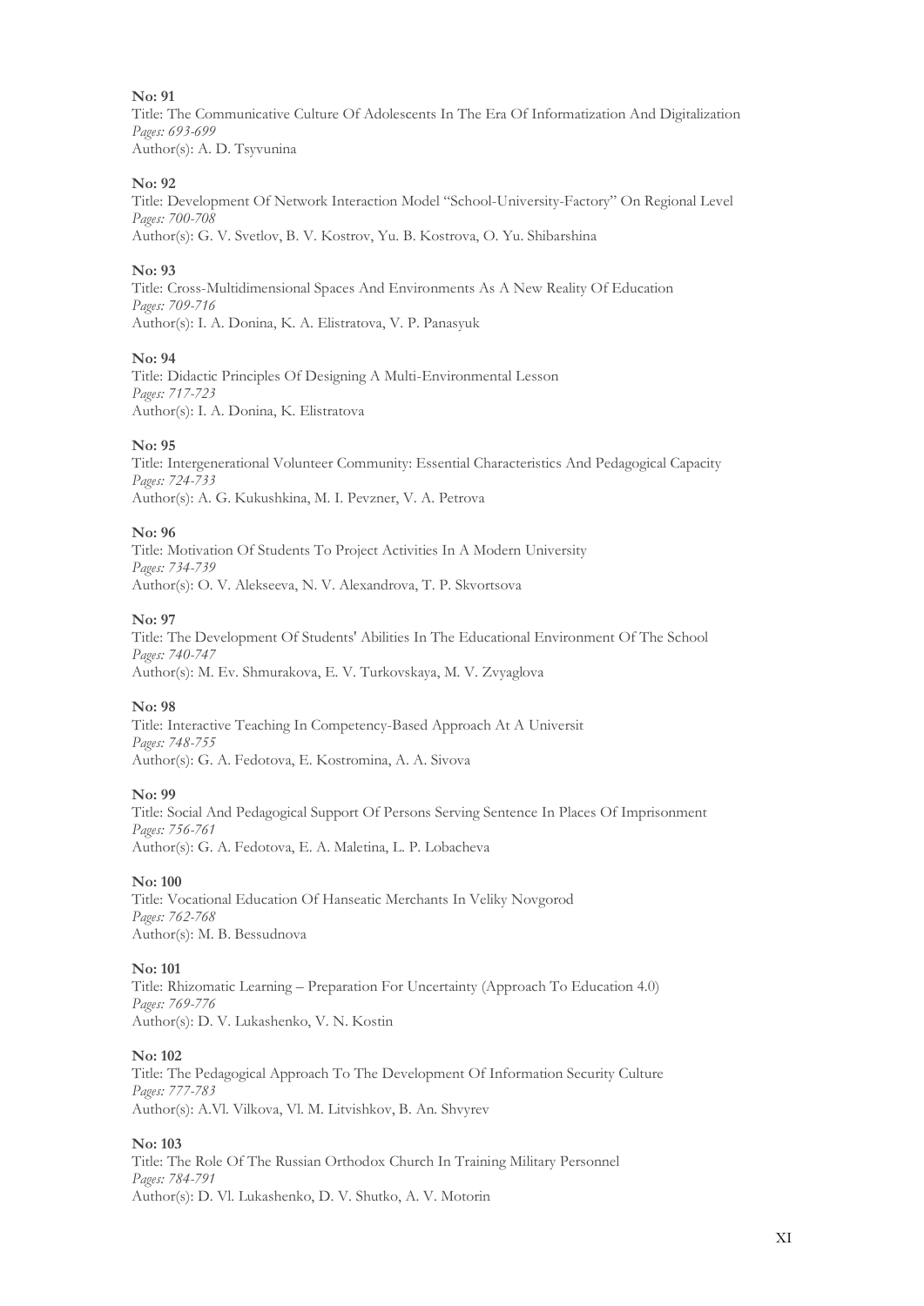**No: 91**
Title: The Communicative Culture Of Adolescents In The Era Of Informatization And Digitalization
*Pages: 693-699*
Author(s): A. D. Tsyvunina

**No: 92**
Title: Development Of Network Interaction Model "School-University-Factory" On Regional Level
*Pages: 700-708*
Author(s): G. V. Svetlov, B. V. Kostrov, Yu. B. Kostrova, O. Yu. Shibarshina

**No: 93**
Title: Cross-Multidimensional Spaces And Environments As A New Reality Of Education
*Pages: 709-716*
Author(s): I. A. Donina, K. A. Elistratova, V. P. Panasyuk

**No: 94**
Title: Didactic Principles Of Designing A Multi-Environmental Lesson
*Pages: 717-723*
Author(s): I. A. Donina, K. Elistratova

**No: 95**
Title: Intergenerational Volunteer Community: Essential Characteristics And Pedagogical Capacity
*Pages: 724-733*
Author(s): A. G. Kukushkina, M. I. Pevzner, V. A. Petrova

**No: 96**
Title: Motivation Of Students To Project Activities In A Modern University
*Pages: 734-739*
Author(s): O. V. Alekseeva, N. V. Alexandrova, T. P. Skvortsova

**No: 97**
Title: The Development Of Students' Abilities In The Educational Environment Of The School
*Pages: 740-747*
Author(s): M. Ev. Shmurakova, E. V. Turkovskaya, M. V. Zvyaglova

**No: 98**
Title: Interactive Teaching In Competency-Based Approach At A Universit
*Pages: 748-755*
Author(s): G. A. Fedotova, E. Kostromina, A. A. Sivova

**No: 99**
Title: Social And Pedagogical Support Of Persons Serving Sentence In Places Of Imprisonment
*Pages: 756-761*
Author(s): G. A. Fedotova, E. A. Maletina, L. P. Lobacheva

**No: 100**
Title: Vocational Education Of Hanseatic Merchants In Veliky Novgorod
*Pages: 762-768*
Author(s): M. B. Bessudnova

**No: 101**
Title: Rhizomatic Learning – Preparation For Uncertainty (Approach To Education 4.0)
*Pages: 769-776*
Author(s): D. V. Lukashenko, V. N. Kostin

**No: 102**
Title: The Pedagogical Approach To The Development Of Information Security Culture
*Pages: 777-783*
Author(s): A.Vl. Vilkova, Vl. M. Litvishkov, B. An. Shvyrev

**No: 103**
Title: The Role Of The Russian Orthodox Church In Training Military Personnel
*Pages: 784-791*
Author(s): D. Vl. Lukashenko, D. V. Shutko, A. V. Motorin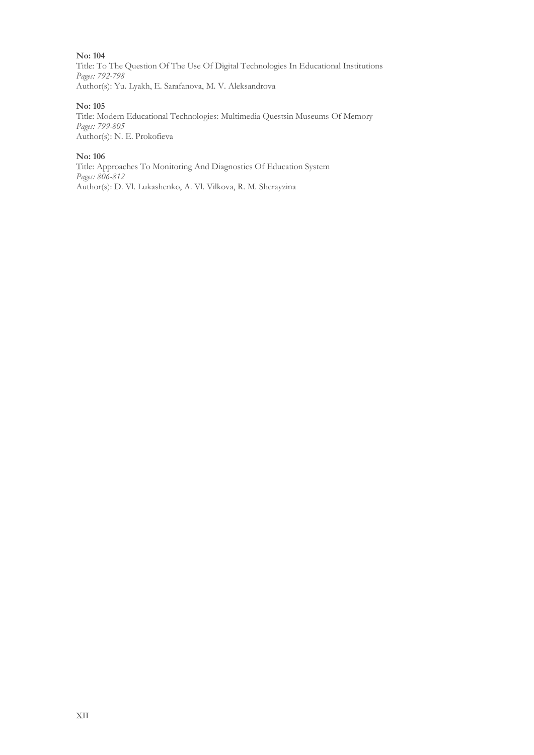**No: 104**
Title: To The Question Of The Use Of Digital Technologies In Educational Institutions
*Pages: 792-798*
Author(s): Yu. Lyakh, E. Sarafanova, M. V. Aleksandrova

**No: 105**
Title: Modern Educational Technologies: Multimedia Questsin Museums Of Memory
*Pages: 799-805*
Author(s): N. E. Prokofieva

**No: 106**
Title: Approaches To Monitoring And Diagnostics Of Education System
*Pages: 806-812*
Author(s): D. Vl. Lukashenko, A. Vl. Vilkova, R. M. Sherayzina